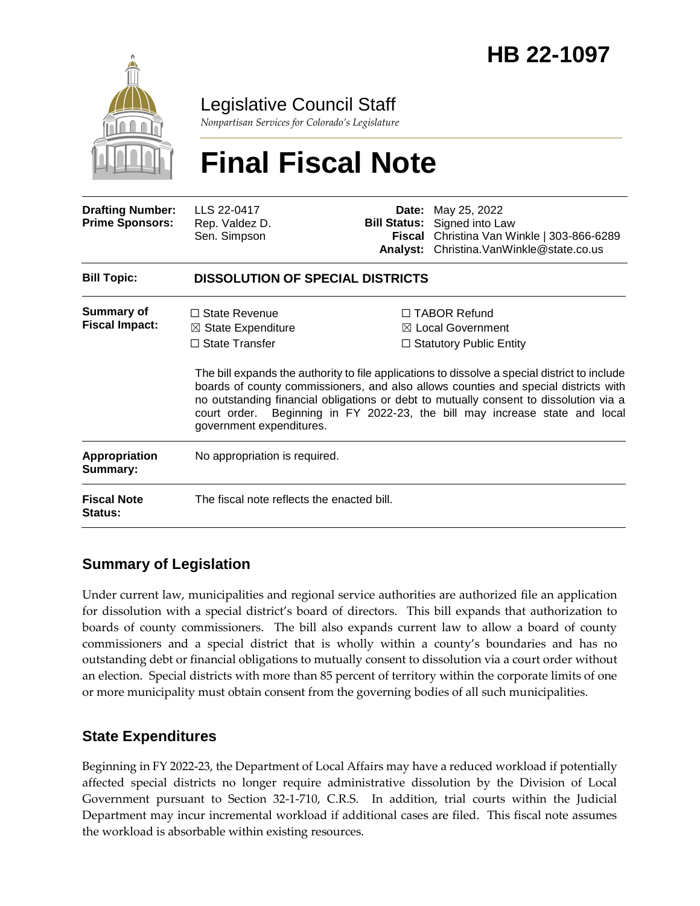# HB 22-1097

Legislative Council Staff

*Nonpartisan Services for Colorado's Legislature*

# Final Fiscal Note

| | | | |
|---|---|---|---|
| **Drafting Number:** | LLS 22-0417 | **Date:** | May 25, 2022 |
| **Prime Sponsors:** | Rep. Valdez D.<br>Sen. Simpson | **Bill Status:** | Signed into Law |
| | | **Fiscal Analyst:** | Christina Van Winkle \| 303-866-6289<br>Christina.VanWinkle@state.co.us |

| | |
|---|---|
| **Bill Topic:** | **DISSOLUTION OF SPECIAL DISTRICTS** |
| **Summary of Fiscal Impact:** | ☐ State Revenue<br>☒ State Expenditure<br>☐ State Transfer<br>☐ TABOR Refund<br>☒ Local Government<br>☐ Statutory Public Entity<br><br>The bill expands the authority to file applications to dissolve a special district to include boards of county commissioners, and also allows counties and special districts with no outstanding financial obligations or debt to mutually consent to dissolution via a court order. Beginning in FY 2022-23, the bill may increase state and local government expenditures. |
| **Appropriation Summary:** | No appropriation is required. |
| **Fiscal Note Status:** | The fiscal note reflects the enacted bill. |

## Summary of Legislation

Under current law, municipalities and regional service authorities are authorized file an application for dissolution with a special district's board of directors. This bill expands that authorization to boards of county commissioners. The bill also expands current law to allow a board of county commissioners and a special district that is wholly within a county's boundaries and has no outstanding debt or financial obligations to mutually consent to dissolution via a court order without an election. Special districts with more than 85 percent of territory within the corporate limits of one or more municipality must obtain consent from the governing bodies of all such municipalities.

## State Expenditures

Beginning in FY 2022-23, the Department of Local Affairs may have a reduced workload if potentially affected special districts no longer require administrative dissolution by the Division of Local Government pursuant to Section 32-1-710, C.R.S. In addition, trial courts within the Judicial Department may incur incremental workload if additional cases are filed. This fiscal note assumes the workload is absorbable within existing resources.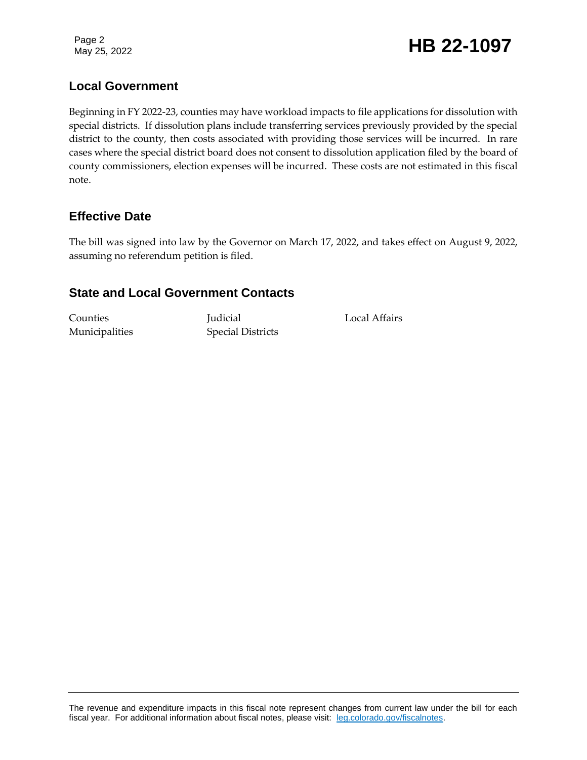## Local Government

Beginning in FY 2022-23, counties may have workload impacts to file applications for dissolution with special districts. If dissolution plans include transferring services previously provided by the special district to the county, then costs associated with providing those services will be incurred. In rare cases where the special district board does not consent to dissolution application filed by the board of county commissioners, election expenses will be incurred. These costs are not estimated in this fiscal note.

## Effective Date

The bill was signed into law by the Governor on March 17, 2022, and takes effect on August 9, 2022, assuming no referendum petition is filed.

## State and Local Government Contacts

| | | |
|---|---|---|
| Counties | Judicial | Local Affairs |
| Municipalities | Special Districts | |

The revenue and expenditure impacts in this fiscal note represent changes from current law under the bill for each fiscal year. For additional information about fiscal notes, please visit: leg.colorado.gov/fiscalnotes.